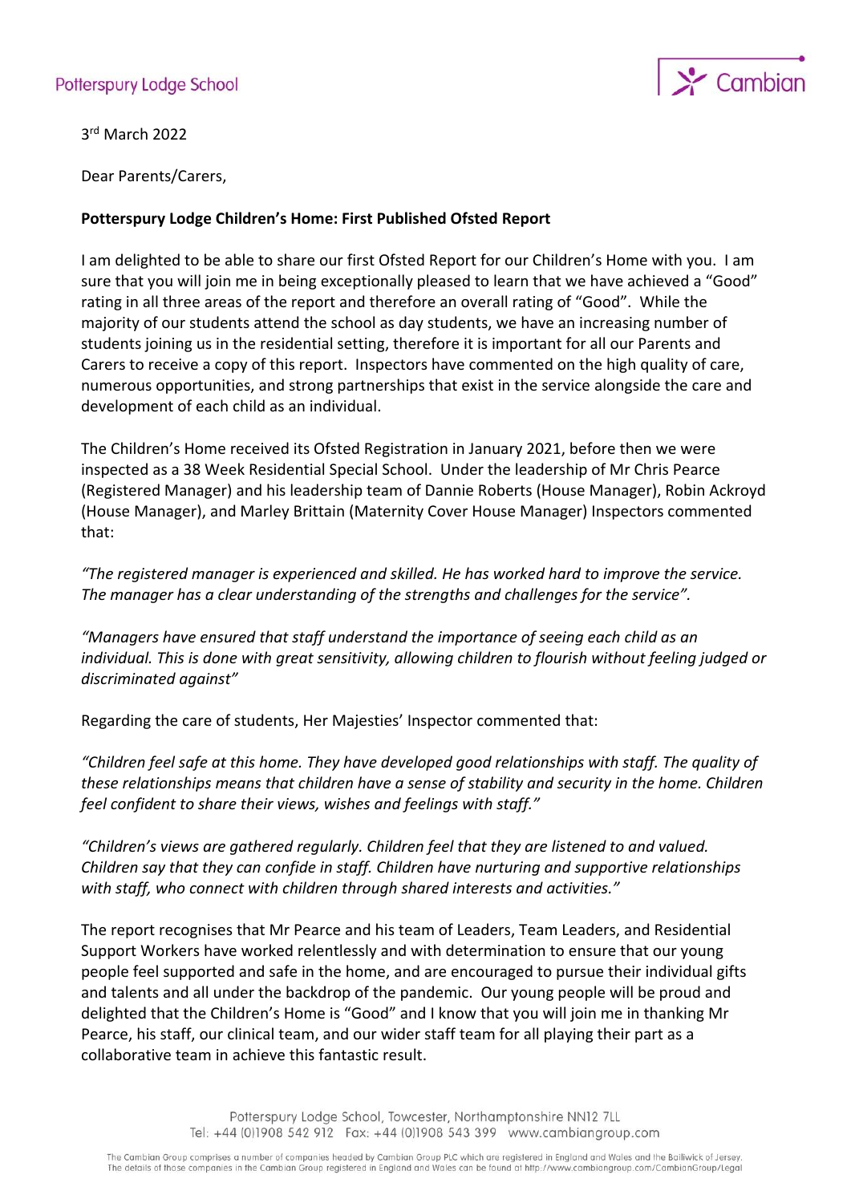Potterspury Lodge School

Cambian

3rd March 2022

Dear Parents/Carers,

**Potterspury Lodge Children's Home: First Published Ofsted Report**

I am delighted to be able to share our first Ofsted Report for our Children's Home with you. I am sure that you will join me in being exceptionally pleased to learn that we have achieved a "Good" rating in all three areas of the report and therefore an overall rating of "Good". While the majority of our students attend the school as day students, we have an increasing number of students joining us in the residential setting, therefore it is important for all our Parents and Carers to receive a copy of this report. Inspectors have commented on the high quality of care, numerous opportunities, and strong partnerships that exist in the service alongside the care and development of each child as an individual.

The Children's Home received its Ofsted Registration in January 2021, before then we were inspected as a 38 Week Residential Special School. Under the leadership of Mr Chris Pearce (Registered Manager) and his leadership team of Dannie Roberts (House Manager), Robin Ackroyd (House Manager), and Marley Brittain (Maternity Cover House Manager) Inspectors commented that:

*"The registered manager is experienced and skilled. He has worked hard to improve the service. The manager has a clear understanding of the strengths and challenges for the service".*

*"Managers have ensured that staff understand the importance of seeing each child as an individual. This is done with great sensitivity, allowing children to flourish without feeling judged or discriminated against"*

Regarding the care of students, Her Majesties' Inspector commented that:

*"Children feel safe at this home. They have developed good relationships with staff. The quality of these relationships means that children have a sense of stability and security in the home. Children feel confident to share their views, wishes and feelings with staff."*

*"Children's views are gathered regularly. Children feel that they are listened to and valued. Children say that they can confide in staff. Children have nurturing and supportive relationships with staff, who connect with children through shared interests and activities."*

The report recognises that Mr Pearce and his team of Leaders, Team Leaders, and Residential Support Workers have worked relentlessly and with determination to ensure that our young people feel supported and safe in the home, and are encouraged to pursue their individual gifts and talents and all under the backdrop of the pandemic. Our young people will be proud and delighted that the Children's Home is "Good" and I know that you will join me in thanking Mr Pearce, his staff, our clinical team, and our wider staff team for all playing their part as a collaborative team in achieve this fantastic result.

Potterspury Lodge School, Towcester, Northamptonshire NN12 7LL
Tel: +44 (0)1908 542 912 Fax: +44 (0)1908 543 399 www.cambiangroup.com

The Cambian Group comprises a number of companies headed by Cambian Group PLC which are registered in England and Wales and the Bailiwick of Jersey. The details of those companies in the Cambian Group registered in England and Wales can be found at http://www.cambiangroup.com/CambianGroup/Legal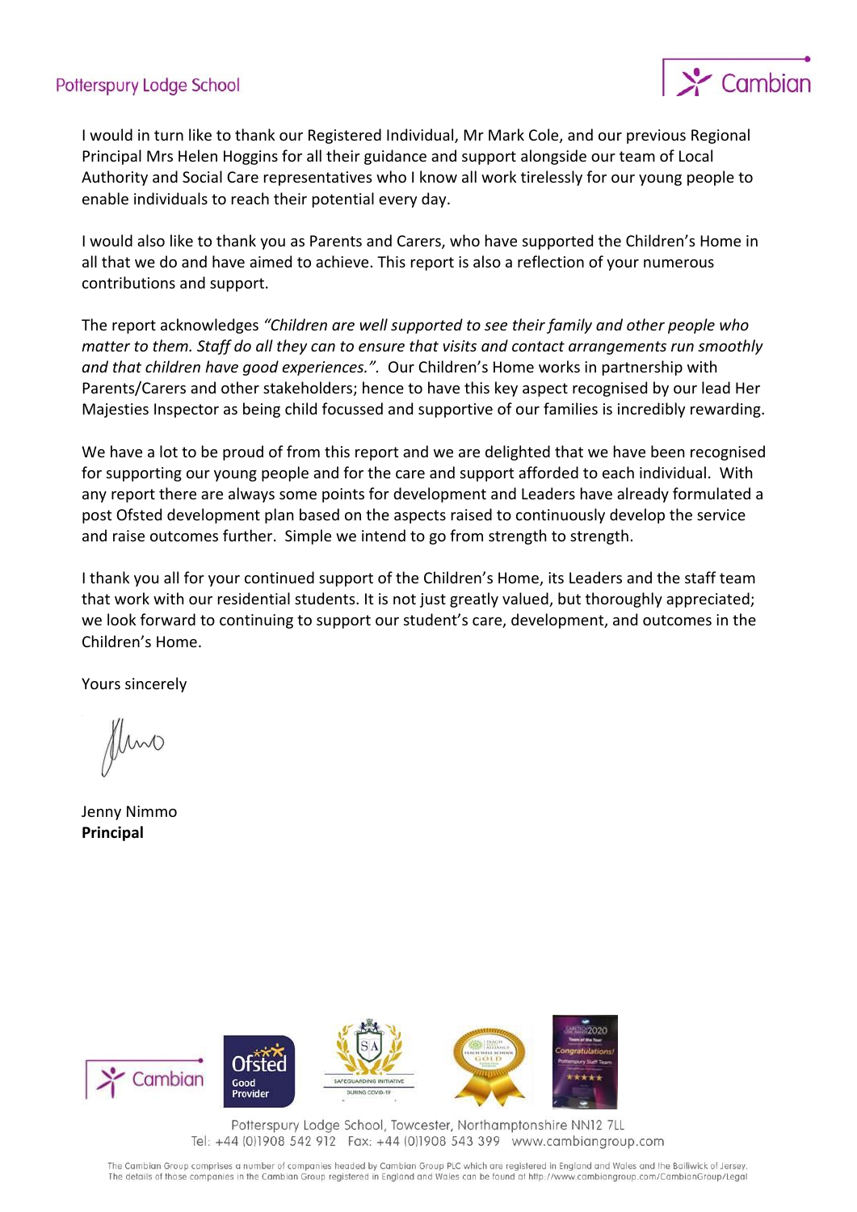I would in turn like to thank our Registered Individual, Mr Mark Cole, and our previous Regional Principal Mrs Helen Hoggins for all their guidance and support alongside our team of Local Authority and Social Care representatives who I know all work tirelessly for our young people to enable individuals to reach their potential every day.

I would also like to thank you as Parents and Carers, who have supported the Children's Home in all that we do and have aimed to achieve. This report is also a reflection of your numerous contributions and support.

The report acknowledges *"Children are well supported to see their family and other people who matter to them. Staff do all they can to ensure that visits and contact arrangements run smoothly and that children have good experiences."*. Our Children's Home works in partnership with Parents/Carers and other stakeholders; hence to have this key aspect recognised by our lead Her Majesties Inspector as being child focussed and supportive of our families is incredibly rewarding.

We have a lot to be proud of from this report and we are delighted that we have been recognised for supporting our young people and for the care and support afforded to each individual. With any report there are always some points for development and Leaders have already formulated a post Ofsted development plan based on the aspects raised to continuously develop the service and raise outcomes further. Simple we intend to go from strength to strength.

I thank you all for your continued support of the Children's Home, its Leaders and the staff team that work with our residential students. It is not just greatly valued, but thoroughly appreciated; we look forward to continuing to support our student's care, development, and outcomes in the Children's Home.

Yours sincerely

Jenny Nimmo
**Principal**

Potterspury Lodge School, Towcester, Northamptonshire NN12 7LL
Tel: +44 (0)1908 542 912 Fax: +44 (0)1908 543 399 www.cambiangroup.com

The Cambian Group comprises a number of companies headed by Cambian Group PLC which are registered in England and Wales and the Bailiwick of Jersey. The details of those companies in the Cambian Group registered in England and Wales can be found at http://www.cambiangroup.com/CambianGroup/Legal